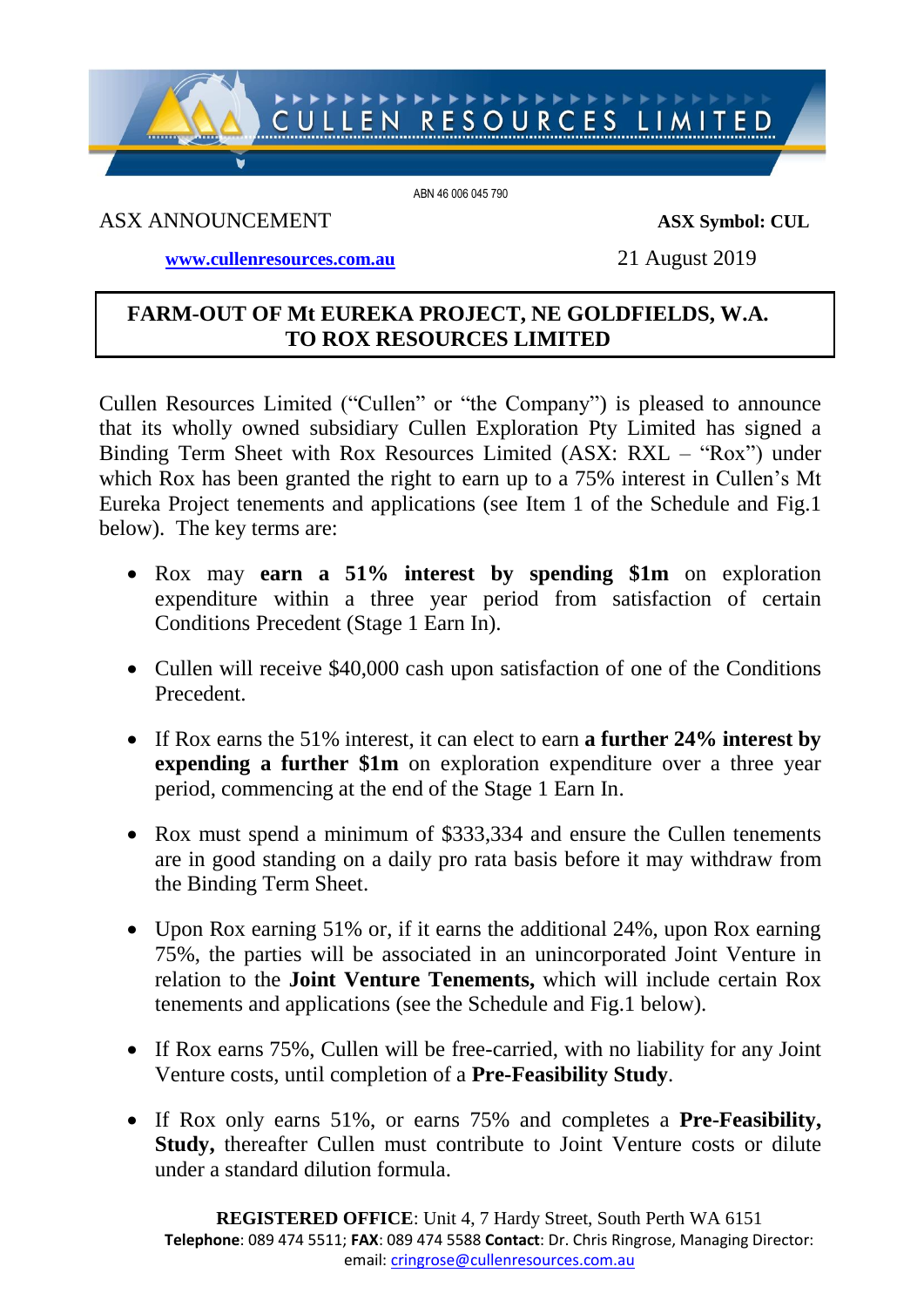CULLEN RESOURCES LIMITED

ABN 46 006 045 790

ASX ANNOUNCEMENT

**ASX Symbol: CUL**

**www.cullenresources.com.au**

21 August 2019

# FARM-OUT OF Mt EUREKA PROJECT, NE GOLDFIELDS, W.A. TO ROX RESOURCES LIMITED

Cullen Resources Limited ("Cullen" or "the Company") is pleased to announce that its wholly owned subsidiary Cullen Exploration Pty Limited has signed a Binding Term Sheet with Rox Resources Limited (ASX: RXL – "Rox") under which Rox has been granted the right to earn up to a 75% interest in Cullen's Mt Eureka Project tenements and applications (see Item 1 of the Schedule and Fig.1 below). The key terms are:

- Rox may **earn a 51% interest by spending $1m** on exploration expenditure within a three year period from satisfaction of certain Conditions Precedent (Stage 1 Earn In).
- Cullen will receive $40,000 cash upon satisfaction of one of the Conditions Precedent.
- If Rox earns the 51% interest, it can elect to earn **a further 24% interest by expending a further $1m** on exploration expenditure over a three year period, commencing at the end of the Stage 1 Earn In.
- Rox must spend a minimum of $333,334 and ensure the Cullen tenements are in good standing on a daily pro rata basis before it may withdraw from the Binding Term Sheet.
- Upon Rox earning 51% or, if it earns the additional 24%, upon Rox earning 75%, the parties will be associated in an unincorporated Joint Venture in relation to the **Joint Venture Tenements,** which will include certain Rox tenements and applications (see the Schedule and Fig.1 below).
- If Rox earns 75%, Cullen will be free-carried, with no liability for any Joint Venture costs, until completion of a **Pre-Feasibility Study**.
- If Rox only earns 51%, or earns 75% and completes a **Pre-Feasibility, Study,** thereafter Cullen must contribute to Joint Venture costs or dilute under a standard dilution formula.

**REGISTERED OFFICE**: Unit 4, 7 Hardy Street, South Perth WA 6151
**Telephone**: 089 474 5511; **FAX**: 089 474 5588 **Contact**: Dr. Chris Ringrose, Managing Director: email: cringrose@cullenresources.com.au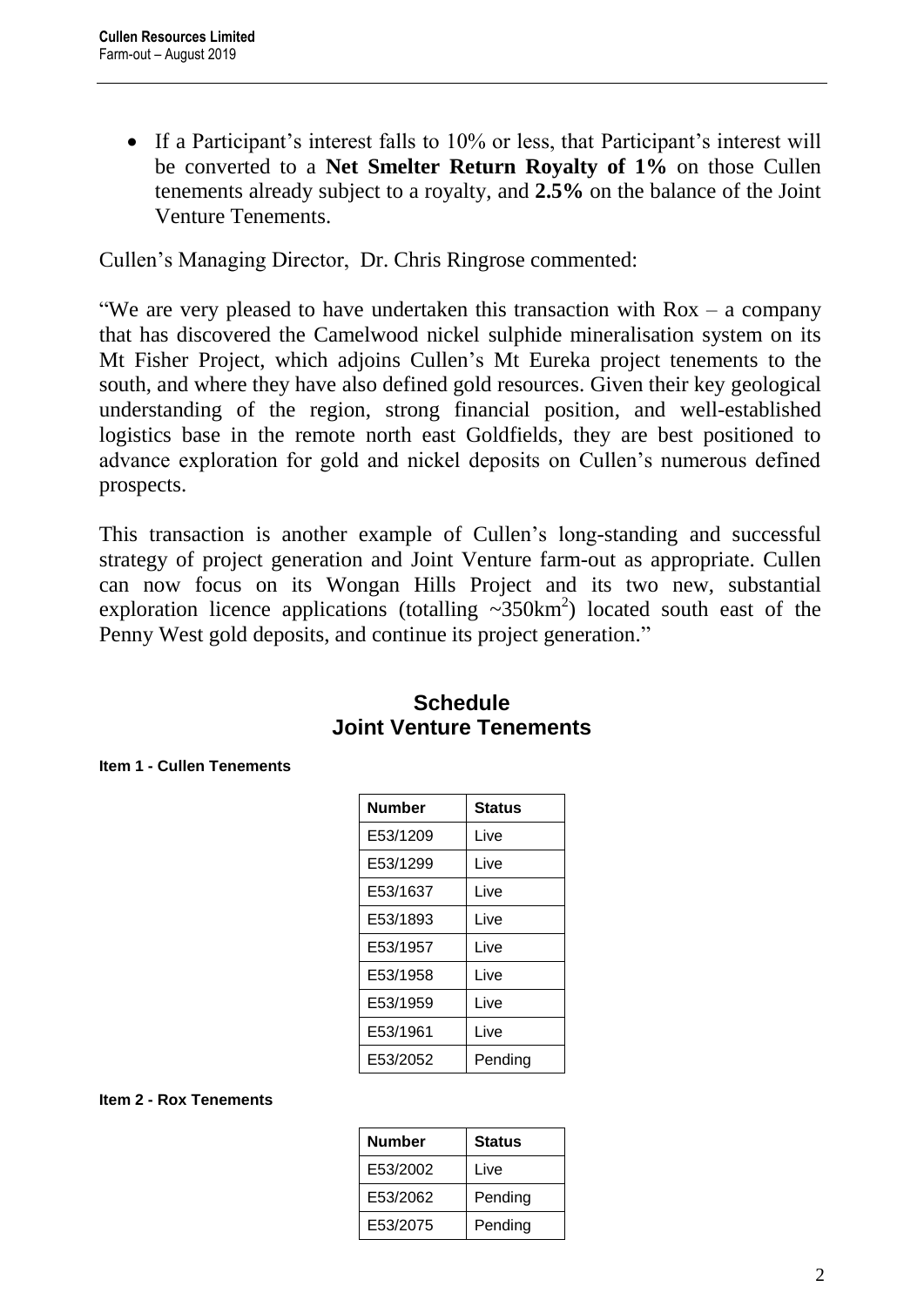- If a Participant's interest falls to 10% or less, that Participant's interest will be converted to a **Net Smelter Return Royalty of 1%** on those Cullen tenements already subject to a royalty, and **2.5%** on the balance of the Joint Venture Tenements.

Cullen's Managing Director, Dr. Chris Ringrose commented:

"We are very pleased to have undertaken this transaction with Rox – a company that has discovered the Camelwood nickel sulphide mineralisation system on its Mt Fisher Project, which adjoins Cullen's Mt Eureka project tenements to the south, and where they have also defined gold resources. Given their key geological understanding of the region, strong financial position, and well-established logistics base in the remote north east Goldfields, they are best positioned to advance exploration for gold and nickel deposits on Cullen's numerous defined prospects.

This transaction is another example of Cullen's long-standing and successful strategy of project generation and Joint Venture farm-out as appropriate. Cullen can now focus on its Wongan Hills Project and its two new, substantial exploration licence applications (totalling ~350km$^2$) located south east of the Penny West gold deposits, and continue its project generation."

## Schedule
## Joint Venture Tenements

**Item 1 - Cullen Tenements**

| Number | Status |
|---|---|
| E53/1209 | Live |
| E53/1299 | Live |
| E53/1637 | Live |
| E53/1893 | Live |
| E53/1957 | Live |
| E53/1958 | Live |
| E53/1959 | Live |
| E53/1961 | Live |
| E53/2052 | Pending |

**Item 2 - Rox Tenements**

| Number | Status |
|---|---|
| E53/2002 | Live |
| E53/2062 | Pending |
| E53/2075 | Pending |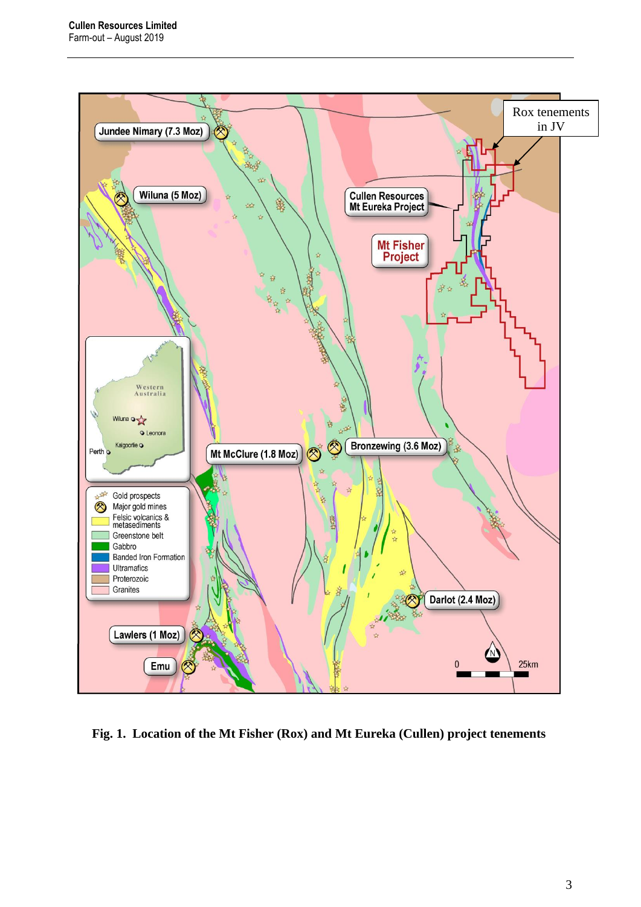**Fig. 1. Location of the Mt Fisher (Rox) and Mt Eureka (Cullen) project tenements**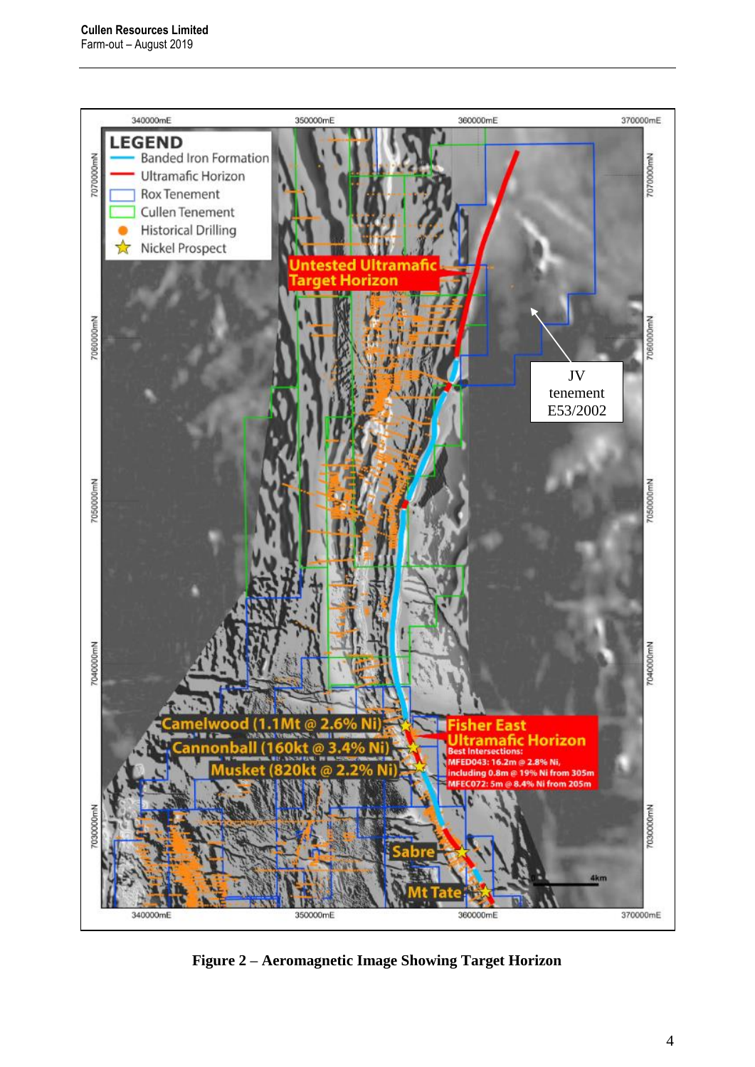**Figure 2 – Aeromagnetic Image Showing Target Horizon**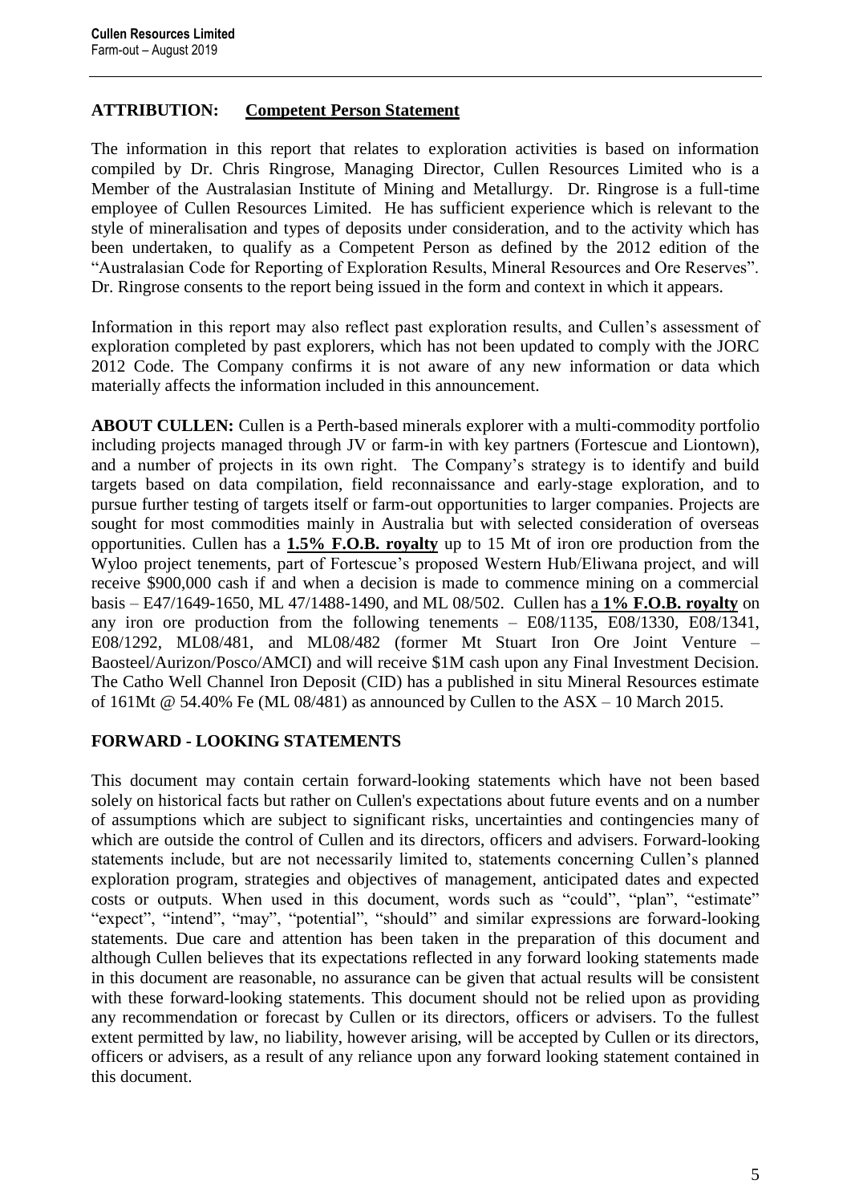**ATTRIBUTION: Competent Person Statement**

The information in this report that relates to exploration activities is based on information compiled by Dr. Chris Ringrose, Managing Director, Cullen Resources Limited who is a Member of the Australasian Institute of Mining and Metallurgy. Dr. Ringrose is a full-time employee of Cullen Resources Limited. He has sufficient experience which is relevant to the style of mineralisation and types of deposits under consideration, and to the activity which has been undertaken, to qualify as a Competent Person as defined by the 2012 edition of the "Australasian Code for Reporting of Exploration Results, Mineral Resources and Ore Reserves". Dr. Ringrose consents to the report being issued in the form and context in which it appears.

Information in this report may also reflect past exploration results, and Cullen's assessment of exploration completed by past explorers, which has not been updated to comply with the JORC 2012 Code. The Company confirms it is not aware of any new information or data which materially affects the information included in this announcement.

**ABOUT CULLEN:** Cullen is a Perth-based minerals explorer with a multi-commodity portfolio including projects managed through JV or farm-in with key partners (Fortescue and Liontown), and a number of projects in its own right. The Company's strategy is to identify and build targets based on data compilation, field reconnaissance and early-stage exploration, and to pursue further testing of targets itself or farm-out opportunities to larger companies. Projects are sought for most commodities mainly in Australia but with selected consideration of overseas opportunities. Cullen has a **1.5% F.O.B. royalty** up to 15 Mt of iron ore production from the Wyloo project tenements, part of Fortescue's proposed Western Hub/Eliwana project, and will receive $900,000 cash if and when a decision is made to commence mining on a commercial basis – E47/1649-1650, ML 47/1488-1490, and ML 08/502. Cullen has a **1% F.O.B. royalty** on any iron ore production from the following tenements – E08/1135, E08/1330, E08/1341, E08/1292, ML08/481, and ML08/482 (former Mt Stuart Iron Ore Joint Venture – Baosteel/Aurizon/Posco/AMCI) and will receive $1M cash upon any Final Investment Decision. The Catho Well Channel Iron Deposit (CID) has a published in situ Mineral Resources estimate of 161Mt @ 54.40% Fe (ML 08/481) as announced by Cullen to the ASX – 10 March 2015.

**FORWARD - LOOKING STATEMENTS**

This document may contain certain forward-looking statements which have not been based solely on historical facts but rather on Cullen's expectations about future events and on a number of assumptions which are subject to significant risks, uncertainties and contingencies many of which are outside the control of Cullen and its directors, officers and advisers. Forward-looking statements include, but are not necessarily limited to, statements concerning Cullen's planned exploration program, strategies and objectives of management, anticipated dates and expected costs or outputs. When used in this document, words such as "could", "plan", "estimate" "expect", "intend", "may", "potential", "should" and similar expressions are forward-looking statements. Due care and attention has been taken in the preparation of this document and although Cullen believes that its expectations reflected in any forward looking statements made in this document are reasonable, no assurance can be given that actual results will be consistent with these forward-looking statements. This document should not be relied upon as providing any recommendation or forecast by Cullen or its directors, officers or advisers. To the fullest extent permitted by law, no liability, however arising, will be accepted by Cullen or its directors, officers or advisers, as a result of any reliance upon any forward looking statement contained in this document.